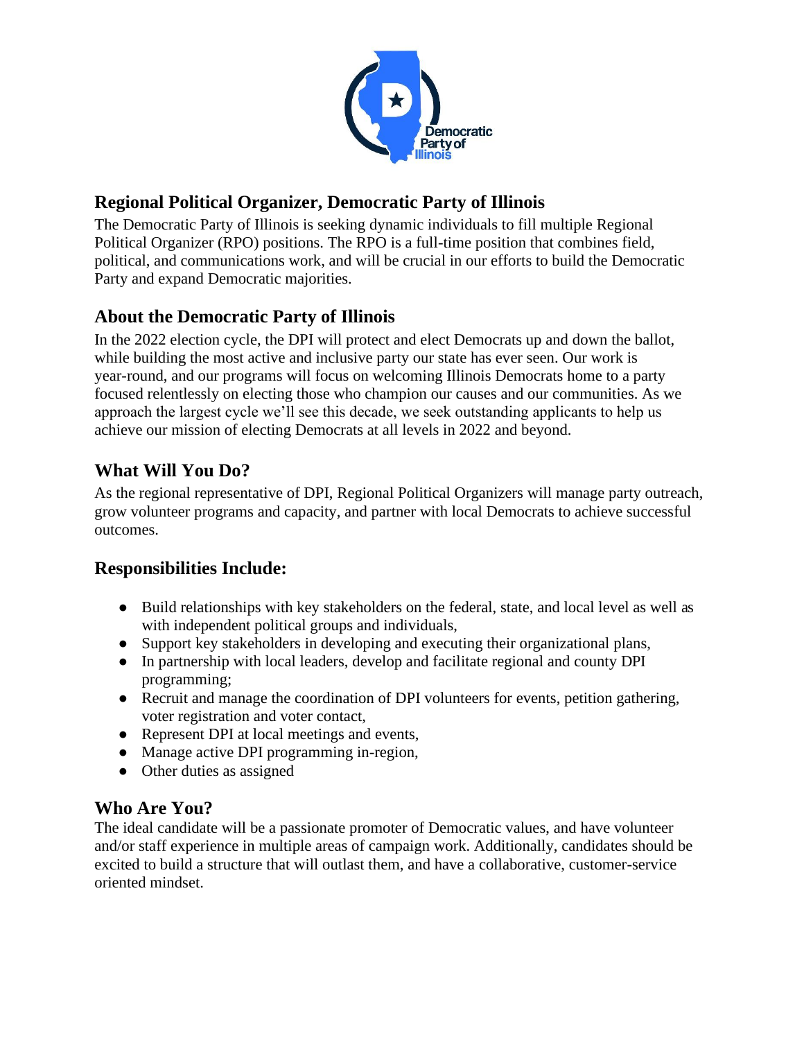## Regional Political Organizer, Democratic Party of Illinois

The Democratic Party of Illinois is seeking dynamic individuals to fill multiple Regional Political Organizer (RPO) positions. The RPO is a full-time position that combines field, political, and communications work, and will be crucial in our efforts to build the Democratic Party and expand Democratic majorities.

## About the Democratic Party of Illinois

In the 2022 election cycle, the DPI will protect and elect Democrats up and down the ballot, while building the most active and inclusive party our state has ever seen. Our work is year-round, and our programs will focus on welcoming Illinois Democrats home to a party focused relentlessly on electing those who champion our causes and our communities. As we approach the largest cycle we'll see this decade, we seek outstanding applicants to help us achieve our mission of electing Democrats at all levels in 2022 and beyond.

## What Will You Do?

As the regional representative of DPI, Regional Political Organizers will manage party outreach, grow volunteer programs and capacity, and partner with local Democrats to achieve successful outcomes.

## Responsibilities Include:

- Build relationships with key stakeholders on the federal, state, and local level as well as with independent political groups and individuals,
- Support key stakeholders in developing and executing their organizational plans,
- In partnership with local leaders, develop and facilitate regional and county DPI programming;
- Recruit and manage the coordination of DPI volunteers for events, petition gathering, voter registration and voter contact,
- Represent DPI at local meetings and events,
- Manage active DPI programming in-region,
- Other duties as assigned

## Who Are You?

The ideal candidate will be a passionate promoter of Democratic values, and have volunteer and/or staff experience in multiple areas of campaign work. Additionally, candidates should be excited to build a structure that will outlast them, and have a collaborative, customer-service oriented mindset.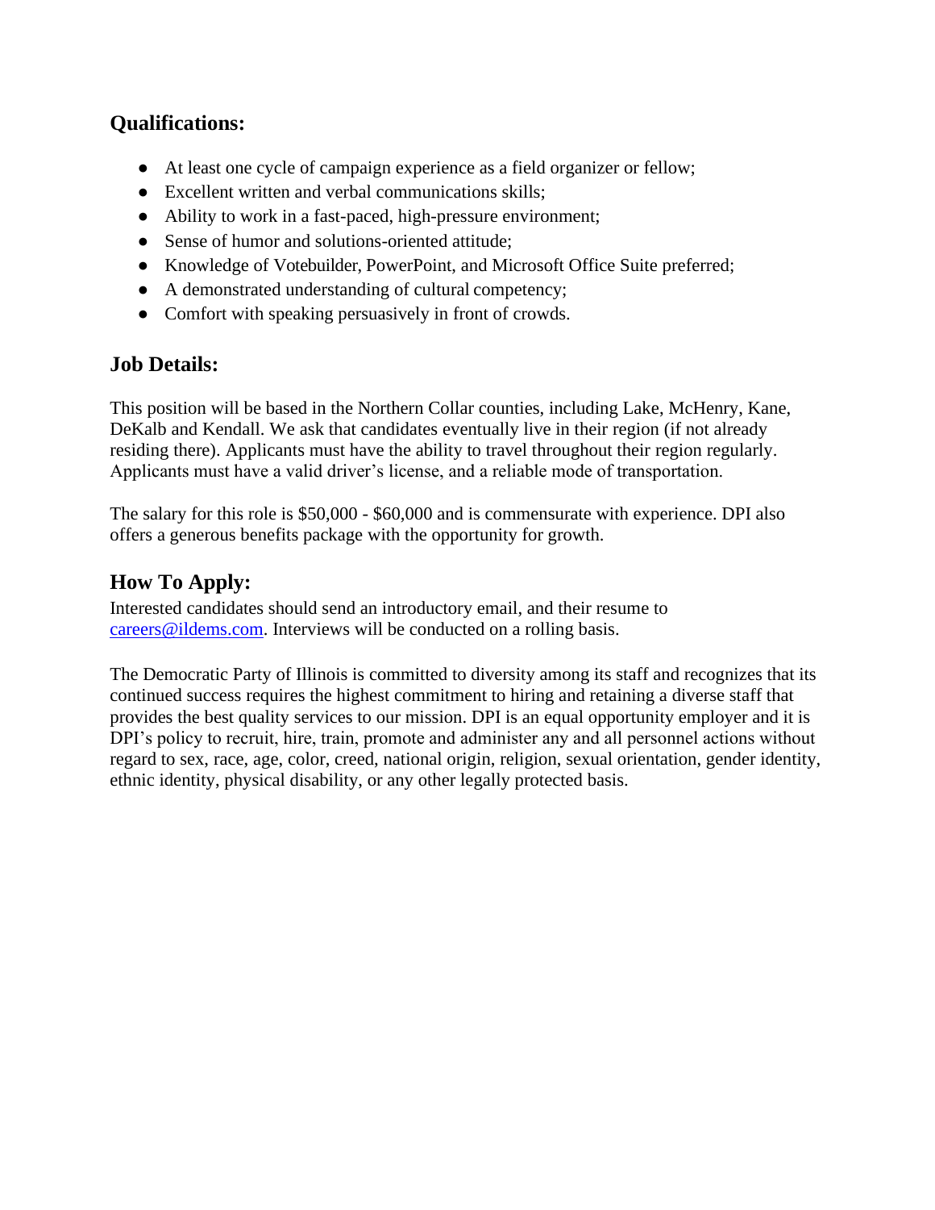## Qualifications:

- At least one cycle of campaign experience as a field organizer or fellow;
- Excellent written and verbal communications skills;
- Ability to work in a fast-paced, high-pressure environment;
- Sense of humor and solutions-oriented attitude;
- Knowledge of Votebuilder, PowerPoint, and Microsoft Office Suite preferred;
- A demonstrated understanding of cultural competency;
- Comfort with speaking persuasively in front of crowds.

## Job Details:

This position will be based in the Northern Collar counties, including Lake, McHenry, Kane, DeKalb and Kendall. We ask that candidates eventually live in their region (if not already residing there). Applicants must have the ability to travel throughout their region regularly. Applicants must have a valid driver's license, and a reliable mode of transportation.

The salary for this role is $50,000 - $60,000 and is commensurate with experience. DPI also offers a generous benefits package with the opportunity for growth.

## How To Apply:

Interested candidates should send an introductory email, and their resume to careers@ildems.com. Interviews will be conducted on a rolling basis.

The Democratic Party of Illinois is committed to diversity among its staff and recognizes that its continued success requires the highest commitment to hiring and retaining a diverse staff that provides the best quality services to our mission. DPI is an equal opportunity employer and it is DPI's policy to recruit, hire, train, promote and administer any and all personnel actions without regard to sex, race, age, color, creed, national origin, religion, sexual orientation, gender identity, ethnic identity, physical disability, or any other legally protected basis.